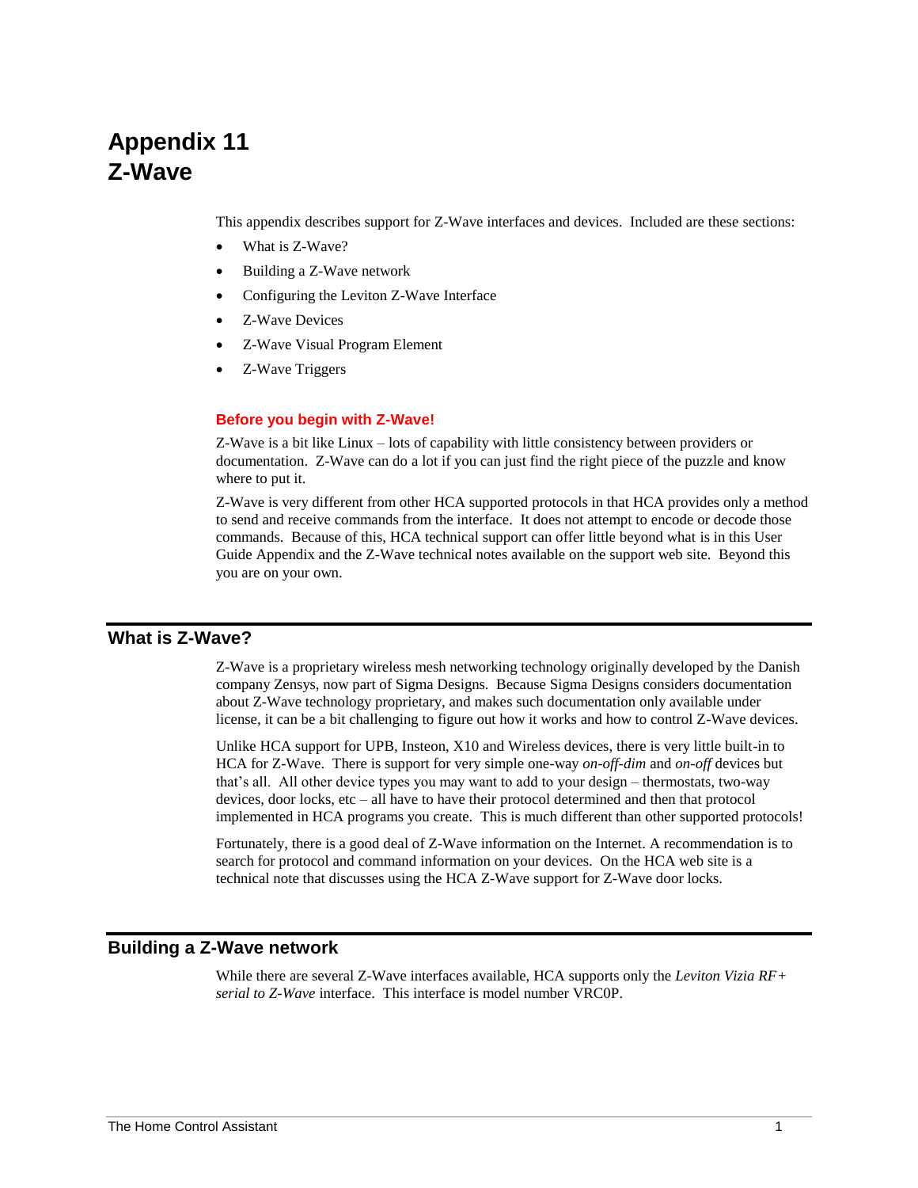# Appendix 11
# Z-Wave

This appendix describes support for Z-Wave interfaces and devices. Included are these sections:

- What is Z-Wave?
- Building a Z-Wave network
- Configuring the Leviton Z-Wave Interface
- Z-Wave Devices
- Z-Wave Visual Program Element
- Z-Wave Triggers

### Before you begin with Z-Wave!

Z-Wave is a bit like Linux – lots of capability with little consistency between providers or documentation. Z-Wave can do a lot if you can just find the right piece of the puzzle and know where to put it.

Z-Wave is very different from other HCA supported protocols in that HCA provides only a method to send and receive commands from the interface. It does not attempt to encode or decode those commands. Because of this, HCA technical support can offer little beyond what is in this User Guide Appendix and the Z-Wave technical notes available on the support web site. Beyond this you are on your own.

## What is Z-Wave?

Z-Wave is a proprietary wireless mesh networking technology originally developed by the Danish company Zensys, now part of Sigma Designs. Because Sigma Designs considers documentation about Z-Wave technology proprietary, and makes such documentation only available under license, it can be a bit challenging to figure out how it works and how to control Z-Wave devices.

Unlike HCA support for UPB, Insteon, X10 and Wireless devices, there is very little built-in to HCA for Z-Wave. There is support for very simple one-way *on-off-dim* and *on-off* devices but that's all. All other device types you may want to add to your design – thermostats, two-way devices, door locks, etc – all have to have their protocol determined and then that protocol implemented in HCA programs you create. This is much different than other supported protocols!

Fortunately, there is a good deal of Z-Wave information on the Internet. A recommendation is to search for protocol and command information on your devices. On the HCA web site is a technical note that discusses using the HCA Z-Wave support for Z-Wave door locks.

## Building a Z-Wave network

While there are several Z-Wave interfaces available, HCA supports only the *Leviton Vizia RF+ serial to Z-Wave* interface. This interface is model number VRC0P.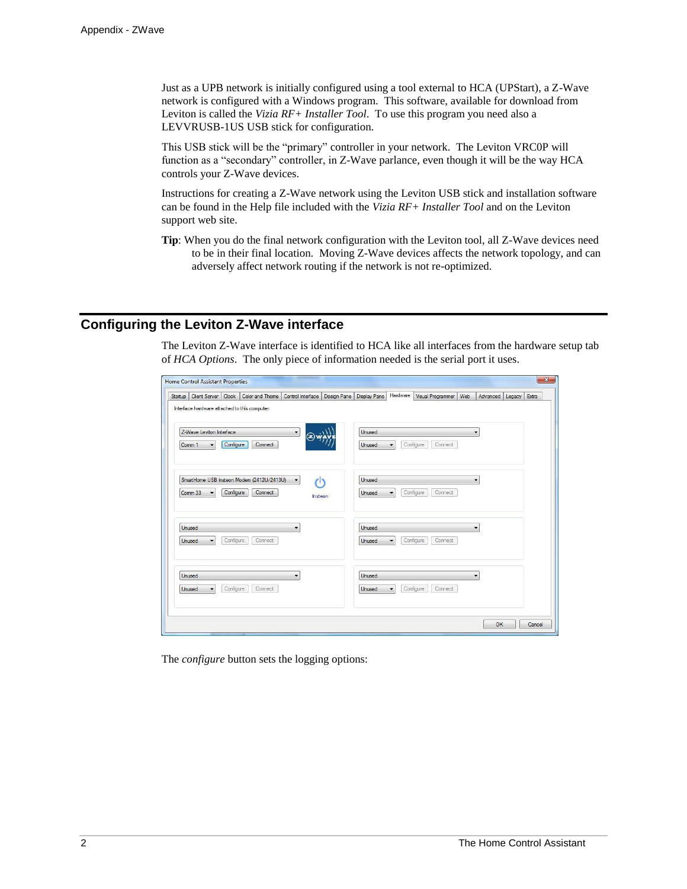Just as a UPB network is initially configured using a tool external to HCA (UPStart), a Z-Wave network is configured with a Windows program. This software, available for download from Leviton is called the *Vizia RF+ Installer Tool*. To use this program you need also a LEVVRUSB-1US USB stick for configuration.

This USB stick will be the "primary" controller in your network. The Leviton VRC0P will function as a "secondary" controller, in Z-Wave parlance, even though it will be the way HCA controls your Z-Wave devices.

Instructions for creating a Z-Wave network using the Leviton USB stick and installation software can be found in the Help file included with the *Vizia RF+ Installer Tool* and on the Leviton support web site.

**Tip**: When you do the final network configuration with the Leviton tool, all Z-Wave devices need to be in their final location. Moving Z-Wave devices affects the network topology, and can adversely affect network routing if the network is not re-optimized.

## Configuring the Leviton Z-Wave interface

The Leviton Z-Wave interface is identified to HCA like all interfaces from the hardware setup tab of *HCA Options*. The only piece of information needed is the serial port it uses.

The *configure* button sets the logging options: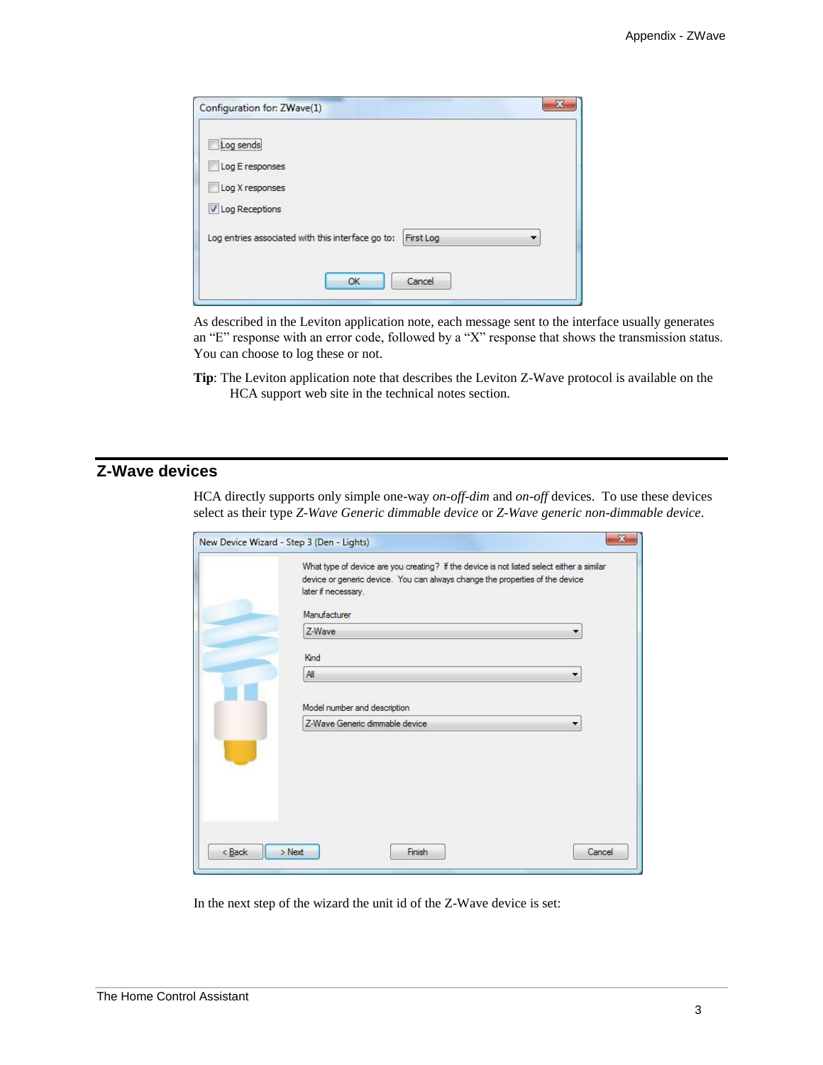As described in the Leviton application note, each message sent to the interface usually generates an "E" response with an error code, followed by a "X" response that shows the transmission status. You can choose to log these or not.

**Tip**: The Leviton application note that describes the Leviton Z-Wave protocol is available on the HCA support web site in the technical notes section.

## Z-Wave devices

HCA directly supports only simple one-way *on-off-dim* and *on-off* devices. To use these devices select as their type *Z-Wave Generic dimmable device* or *Z-Wave generic non-dimmable device*.

In the next step of the wizard the unit id of the Z-Wave device is set: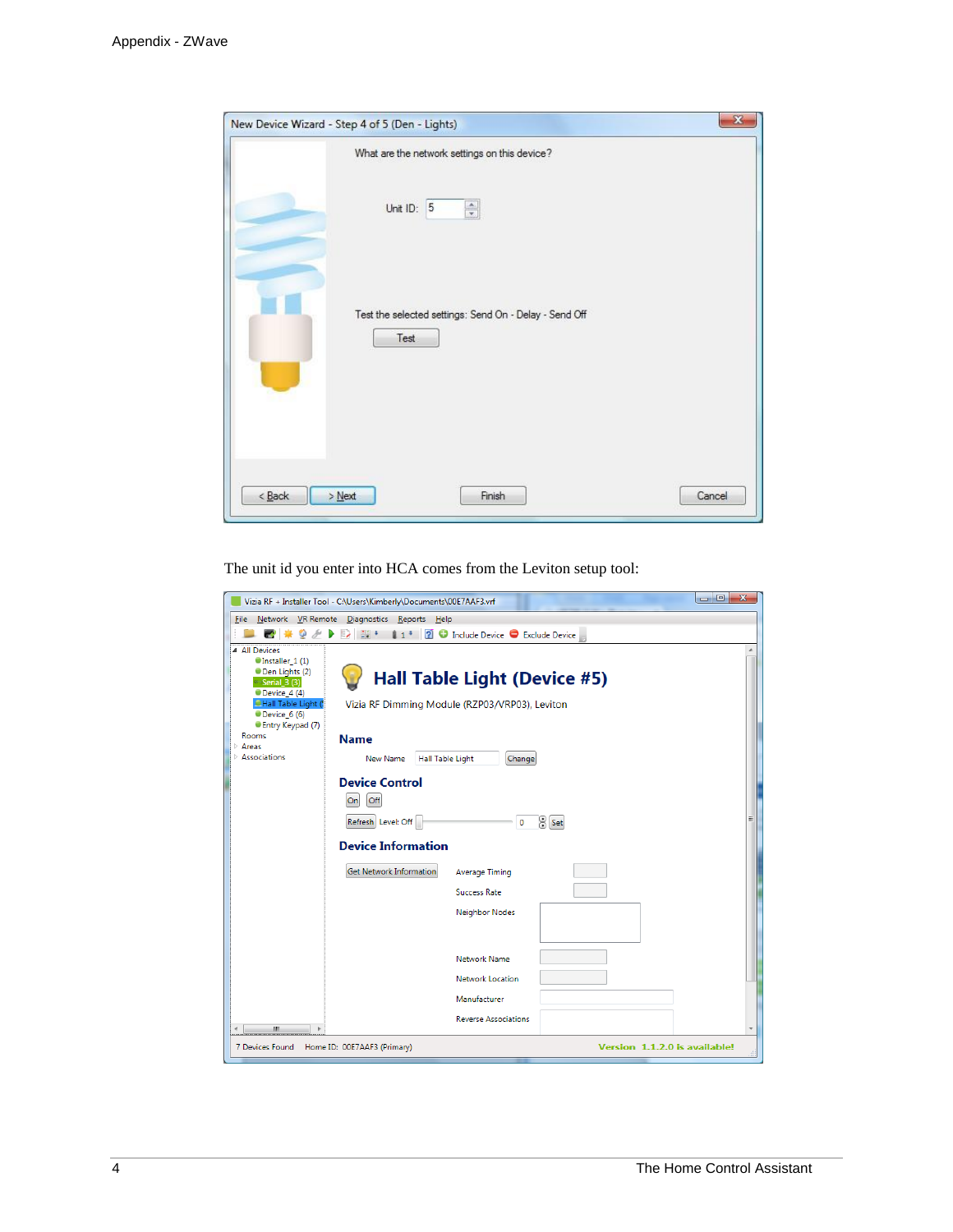The unit id you enter into HCA comes from the Leviton setup tool: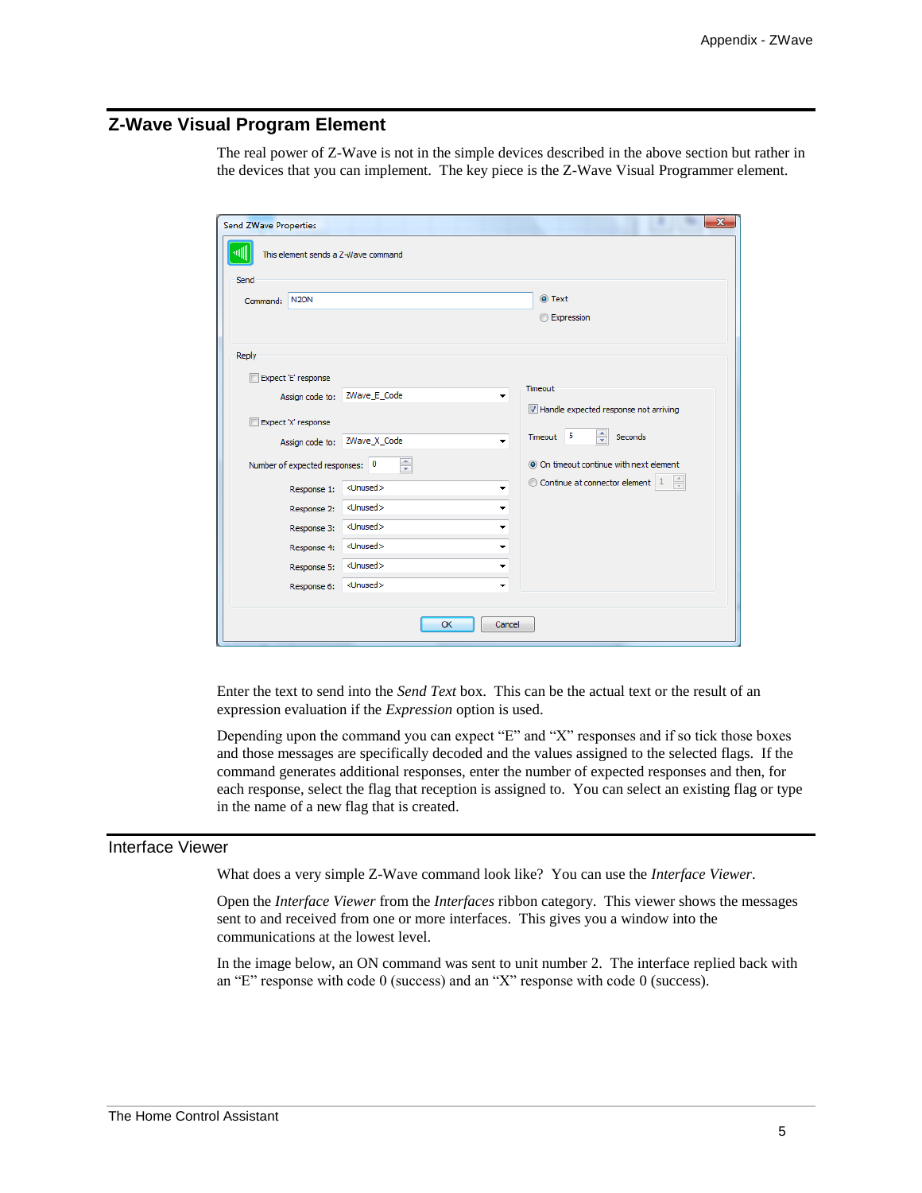## Z-Wave Visual Program Element

The real power of Z-Wave is not in the simple devices described in the above section but rather in the devices that you can implement. The key piece is the Z-Wave Visual Programmer element.

Enter the text to send into the *Send Text* box. This can be the actual text or the result of an expression evaluation if the *Expression* option is used.

Depending upon the command you can expect "E" and "X" responses and if so tick those boxes and those messages are specifically decoded and the values assigned to the selected flags. If the command generates additional responses, enter the number of expected responses and then, for each response, select the flag that reception is assigned to. You can select an existing flag or type in the name of a new flag that is created.

## Interface Viewer

What does a very simple Z-Wave command look like? You can use the *Interface Viewer*.

Open the *Interface Viewer* from the *Interfaces* ribbon category. This viewer shows the messages sent to and received from one or more interfaces. This gives you a window into the communications at the lowest level.

In the image below, an ON command was sent to unit number 2. The interface replied back with an "E" response with code 0 (success) and an "X" response with code 0 (success).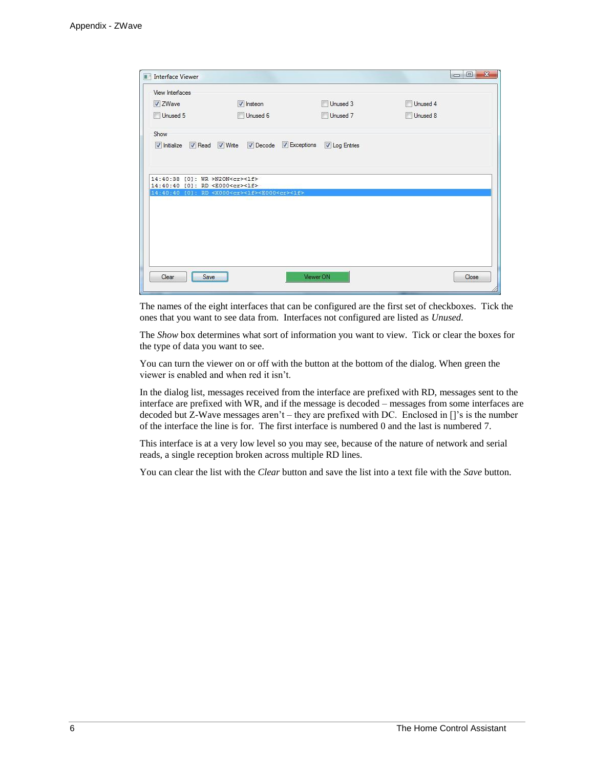The names of the eight interfaces that can be configured are the first set of checkboxes. Tick the ones that you want to see data from. Interfaces not configured are listed as *Unused.*

The *Show* box determines what sort of information you want to view. Tick or clear the boxes for the type of data you want to see.

You can turn the viewer on or off with the button at the bottom of the dialog. When green the viewer is enabled and when red it isn't.

In the dialog list, messages received from the interface are prefixed with RD, messages sent to the interface are prefixed with WR, and if the message is decoded – messages from some interfaces are decoded but Z-Wave messages aren't – they are prefixed with DC. Enclosed in []'s is the number of the interface the line is for. The first interface is numbered 0 and the last is numbered 7.

This interface is at a very low level so you may see, because of the nature of network and serial reads, a single reception broken across multiple RD lines.

You can clear the list with the *Clear* button and save the list into a text file with the *Save* button.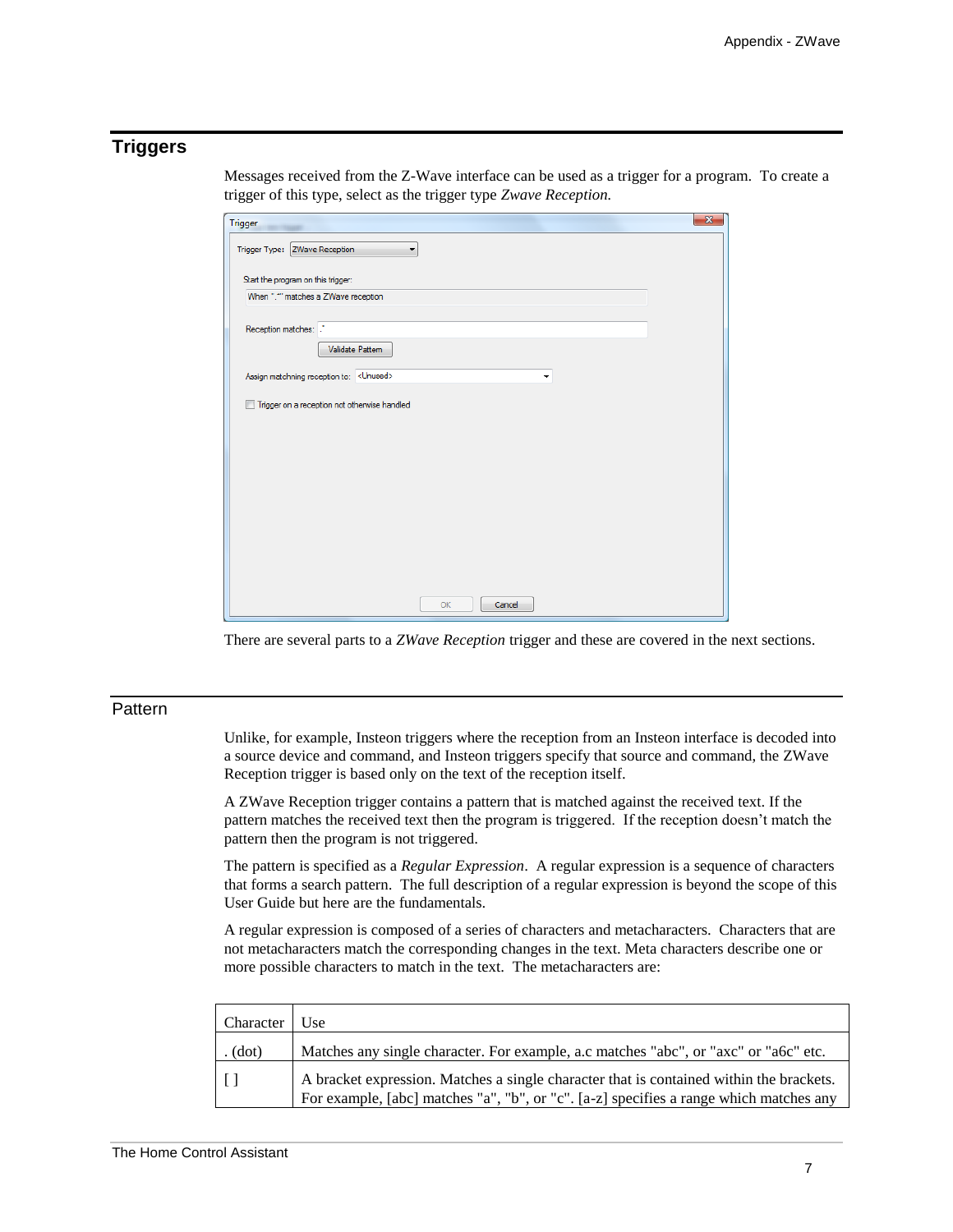## Triggers

Messages received from the Z-Wave interface can be used as a trigger for a program. To create a trigger of this type, select as the trigger type *Zwave Reception.*

There are several parts to a *ZWave Reception* trigger and these are covered in the next sections.

### Pattern

Unlike, for example, Insteon triggers where the reception from an Insteon interface is decoded into a source device and command, and Insteon triggers specify that source and command, the ZWave Reception trigger is based only on the text of the reception itself.

A ZWave Reception trigger contains a pattern that is matched against the received text. If the pattern matches the received text then the program is triggered. If the reception doesn't match the pattern then the program is not triggered.

The pattern is specified as a *Regular Expression*. A regular expression is a sequence of characters that forms a search pattern. The full description of a regular expression is beyond the scope of this User Guide but here are the fundamentals.

A regular expression is composed of a series of characters and metacharacters. Characters that are not metacharacters match the corresponding changes in the text. Meta characters describe one or more possible characters to match in the text. The metacharacters are:

| Character | Use |
|---|---|
| . (dot) | Matches any single character. For example, a.c matches "abc", or "axc" or "a6c" etc. |
| [ ] | A bracket expression. Matches a single character that is contained within the brackets. For example, [abc] matches "a", "b", or "c". [a-z] specifies a range which matches any |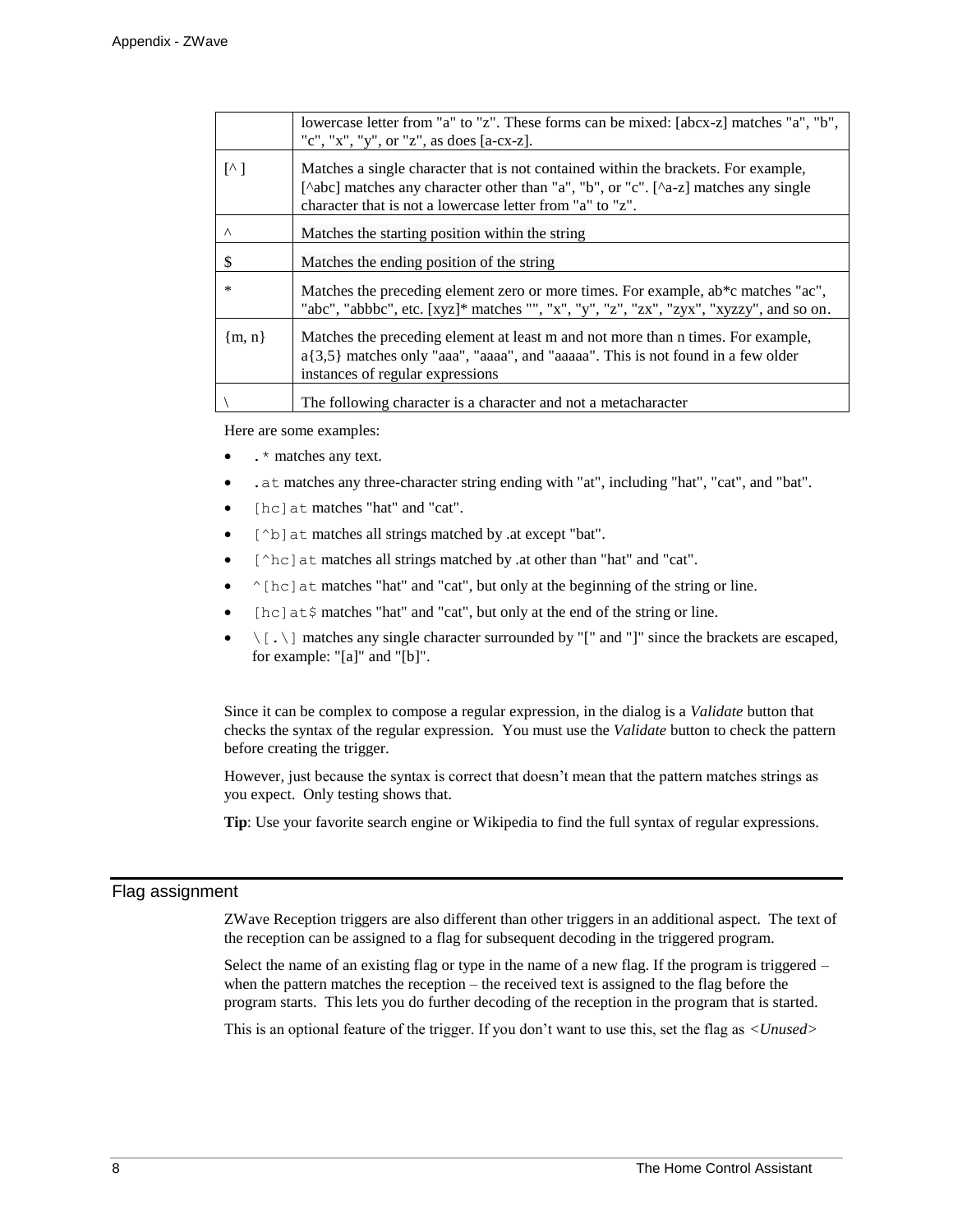|  | lowercase letter from "a" to "z". These forms can be mixed: [abcx-z] matches "a", "b", "c", "x", "y", or "z", as does [a-cx-z]. |
|---|---|
| [^ ] | Matches a single character that is not contained within the brackets. For example, [^abc] matches any character other than "a", "b", or "c". [^a-z] matches any single character that is not a lowercase letter from "a" to "z". |
| ^ | Matches the starting position within the string |
| $ | Matches the ending position of the string |
| * | Matches the preceding element zero or more times. For example, ab*c matches "ac", "abc", "abbbc", etc. [xyz]* matches "", "x", "y", "z", "zx", "zyx", "xyzzy", and so on. |
| {m, n} | Matches the preceding element at least m and not more than n times. For example, a{3,5} matches only "aaa", "aaaa", and "aaaaa". This is not found in a few older instances of regular expressions |
| \ | The following character is a character and not a metacharacter |

Here are some examples:

- `.*` matches any text.
- `.at` matches any three-character string ending with "at", including "hat", "cat", and "bat".
- `[hc]at` matches "hat" and "cat".
- `[^b]at` matches all strings matched by .at except "bat".
- `[^hc]at` matches all strings matched by .at other than "hat" and "cat".
- `^[hc]at` matches "hat" and "cat", but only at the beginning of the string or line.
- `[hc]at$` matches "hat" and "cat", but only at the end of the string or line.
- `\[.\]` matches any single character surrounded by "[" and "]" since the brackets are escaped, for example: "[a]" and "[b]".

Since it can be complex to compose a regular expression, in the dialog is a *Validate* button that checks the syntax of the regular expression. You must use the *Validate* button to check the pattern before creating the trigger.

However, just because the syntax is correct that doesn't mean that the pattern matches strings as you expect. Only testing shows that.

**Tip**: Use your favorite search engine or Wikipedia to find the full syntax of regular expressions.

## Flag assignment

ZWave Reception triggers are also different than other triggers in an additional aspect. The text of the reception can be assigned to a flag for subsequent decoding in the triggered program.

Select the name of an existing flag or type in the name of a new flag. If the program is triggered – when the pattern matches the reception – the received text is assigned to the flag before the program starts. This lets you do further decoding of the reception in the program that is started.

This is an optional feature of the trigger. If you don't want to use this, set the flag as *<Unused>*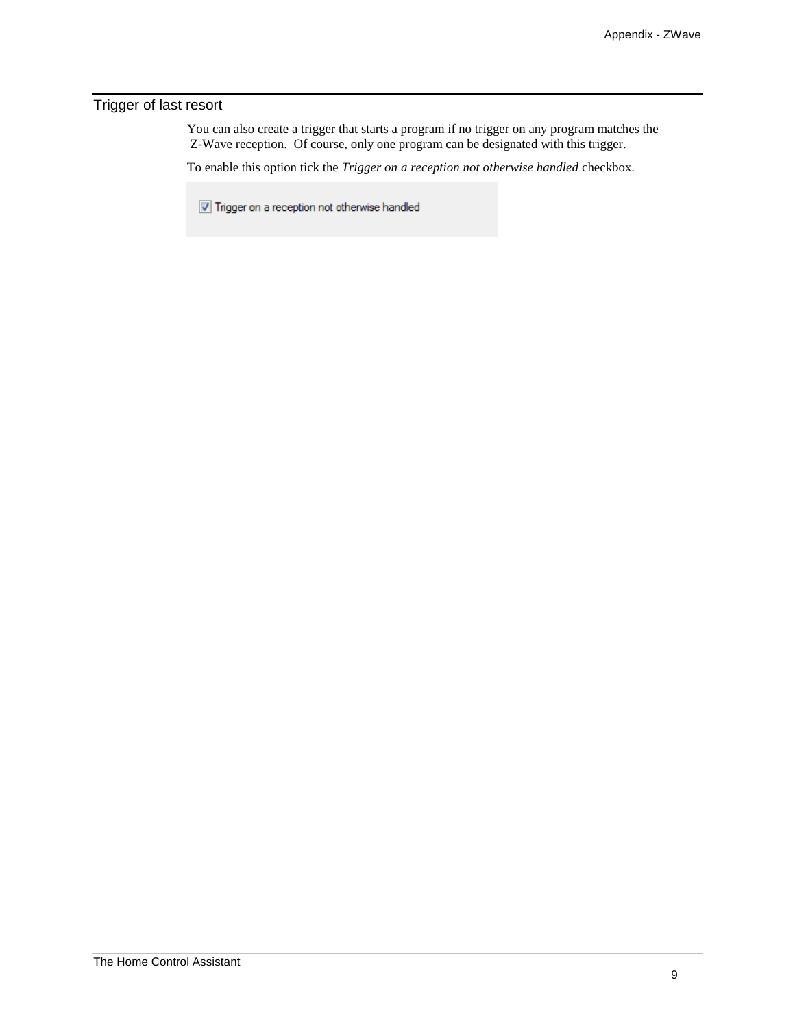## Trigger of last resort

You can also create a trigger that starts a program if no trigger on any program matches the Z-Wave reception. Of course, only one program can be designated with this trigger.

To enable this option tick the *Trigger on a reception not otherwise handled* checkbox.

☑ Trigger on a reception not otherwise handled